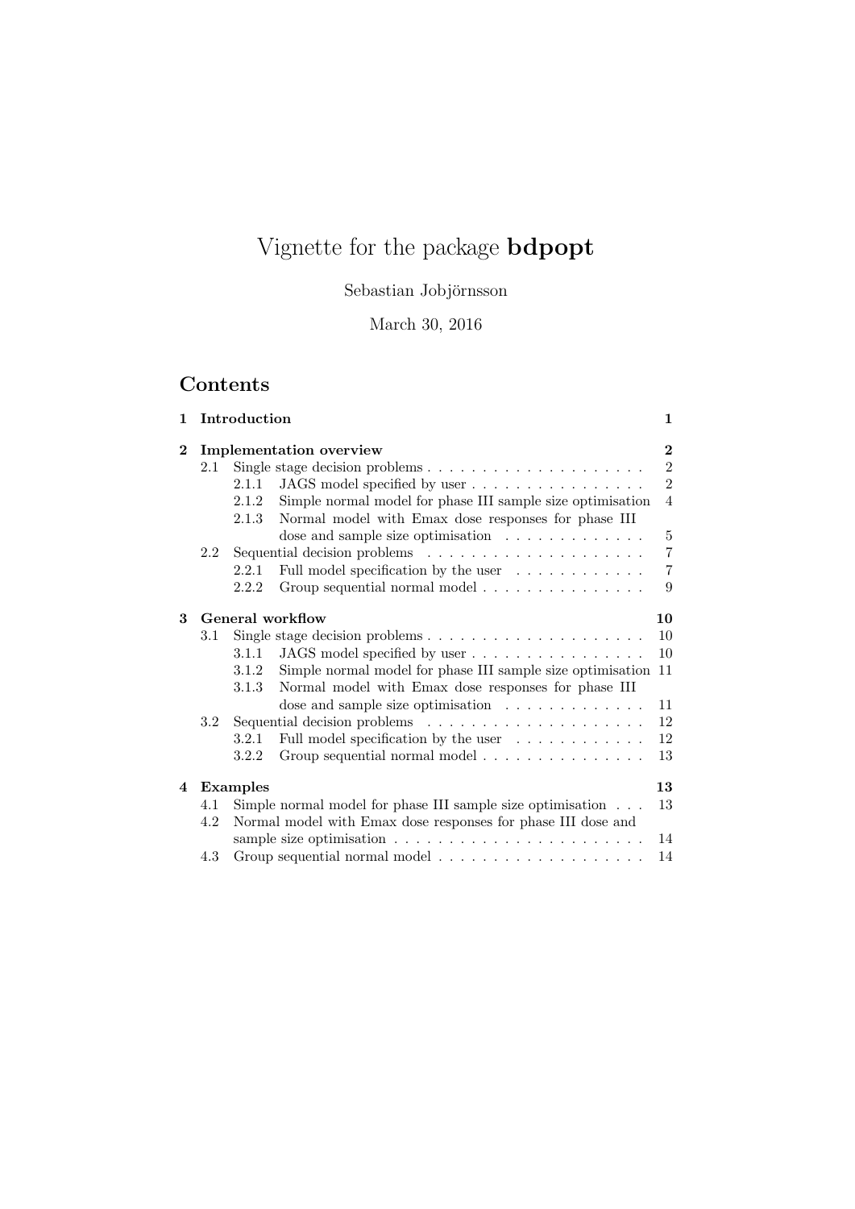# Vignette for the package **bdpopt**

Sebastian Jobjörnsson

March 30, 2016

## Contents

- **1 Introduction** — **1**
- **2 Implementation overview** — **2**
  - 2.1 Single stage decision problems — 2
    - 2.1.1 JAGS model specified by user — 2
    - 2.1.2 Simple normal model for phase III sample size optimisation — 4
    - 2.1.3 Normal model with Emax dose responses for phase III dose and sample size optimisation — 5
  - 2.2 Sequential decision problems — 7
    - 2.2.1 Full model specification by the user — 7
    - 2.2.2 Group sequential normal model — 9
- **3 General workflow** — **10**
  - 3.1 Single stage decision problems — 10
    - 3.1.1 JAGS model specified by user — 10
    - 3.1.2 Simple normal model for phase III sample size optimisation — 11
    - 3.1.3 Normal model with Emax dose responses for phase III dose and sample size optimisation — 11
  - 3.2 Sequential decision problems — 12
    - 3.2.1 Full model specification by the user — 12
    - 3.2.2 Group sequential normal model — 13
- **4 Examples** — **13**
  - 4.1 Simple normal model for phase III sample size optimisation — 13
  - 4.2 Normal model with Emax dose responses for phase III dose and sample size optimisation — 14
  - 4.3 Group sequential normal model — 14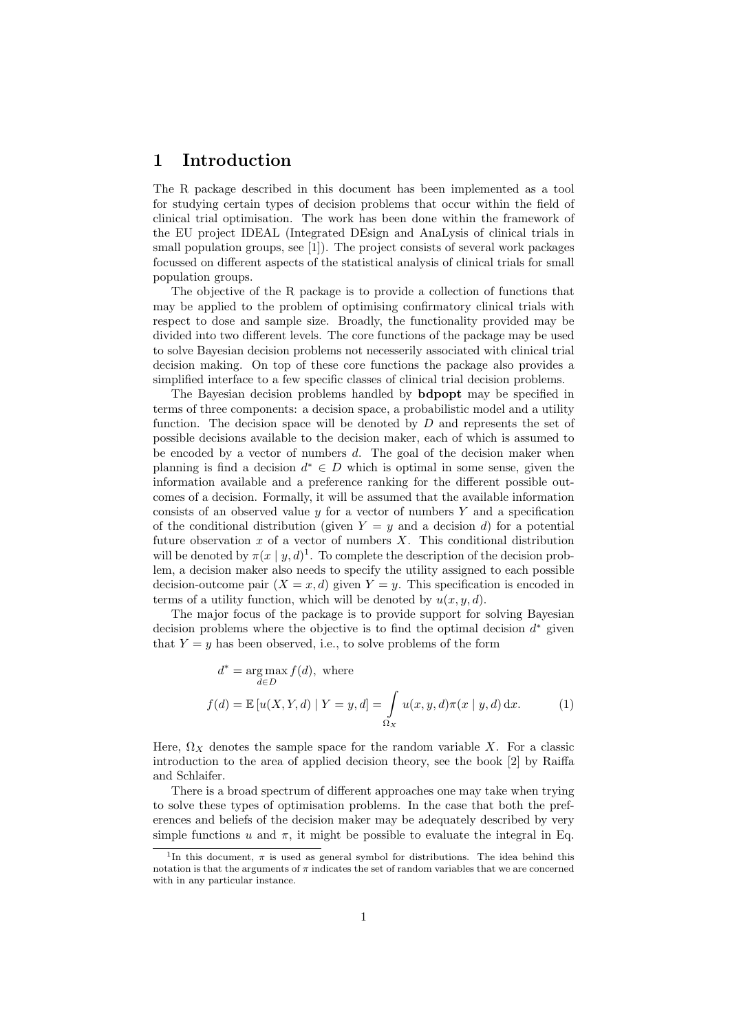# 1 Introduction

The R package described in this document has been implemented as a tool for studying certain types of decision problems that occur within the field of clinical trial optimisation. The work has been done within the framework of the EU project IDEAL (Integrated DEsign and AnaLysis of clinical trials in small population groups, see [1]). The project consists of several work packages focussed on different aspects of the statistical analysis of clinical trials for small population groups.

The objective of the R package is to provide a collection of functions that may be applied to the problem of optimising confirmatory clinical trials with respect to dose and sample size. Broadly, the functionality provided may be divided into two different levels. The core functions of the package may be used to solve Bayesian decision problems not necesserily associated with clinical trial decision making. On top of these core functions the package also provides a simplified interface to a few specific classes of clinical trial decision problems.

The Bayesian decision problems handled by **bdpopt** may be specified in terms of three components: a decision space, a probabilistic model and a utility function. The decision space will be denoted by $D$ and represents the set of possible decisions available to the decision maker, each of which is assumed to be encoded by a vector of numbers $d$. The goal of the decision maker when planning is find a decision $d^* \in D$ which is optimal in some sense, given the information available and a preference ranking for the different possible outcomes of a decision. Formally, it will be assumed that the available information consists of an observed value $y$ for a vector of numbers $Y$ and a specification of the conditional distribution (given $Y = y$ and a decision $d$) for a potential future observation $x$ of a vector of numbers $X$. This conditional distribution will be denoted by $\pi(x \mid y, d)$[1]. To complete the description of the decision problem, a decision maker also needs to specify the utility assigned to each possible decision-outcome pair $(X = x, d)$ given $Y = y$. This specification is encoded in terms of a utility function, which will be denoted by $u(x, y, d)$.

The major focus of the package is to provide support for solving Bayesian decision problems where the objective is to find the optimal decision $d^*$ given that $Y = y$ has been observed, i.e., to solve problems of the form

$$d^* = \underset{d \in D}{\arg\max} f(d), \text{ where}$$
$$f(d) = \mathbb{E}\left[u(X, Y, d) \mid Y = y, d\right] = \int_{\Omega_X} u(x, y, d)\pi(x \mid y, d)\,\mathrm{d}x. \tag{1}$$

Here, $\Omega_X$ denotes the sample space for the random variable $X$. For a classic introduction to the area of applied decision theory, see the book [2] by Raiffa and Schlaifer.

There is a broad spectrum of different approaches one may take when trying to solve these types of optimisation problems. In the case that both the preferences and beliefs of the decision maker may be adequately described by very simple functions $u$ and $\pi$, it might be possible to evaluate the integral in Eq.

[1] In this document, $\pi$ is used as general symbol for distributions. The idea behind this notation is that the arguments of $\pi$ indicates the set of random variables that we are concerned with in any particular instance.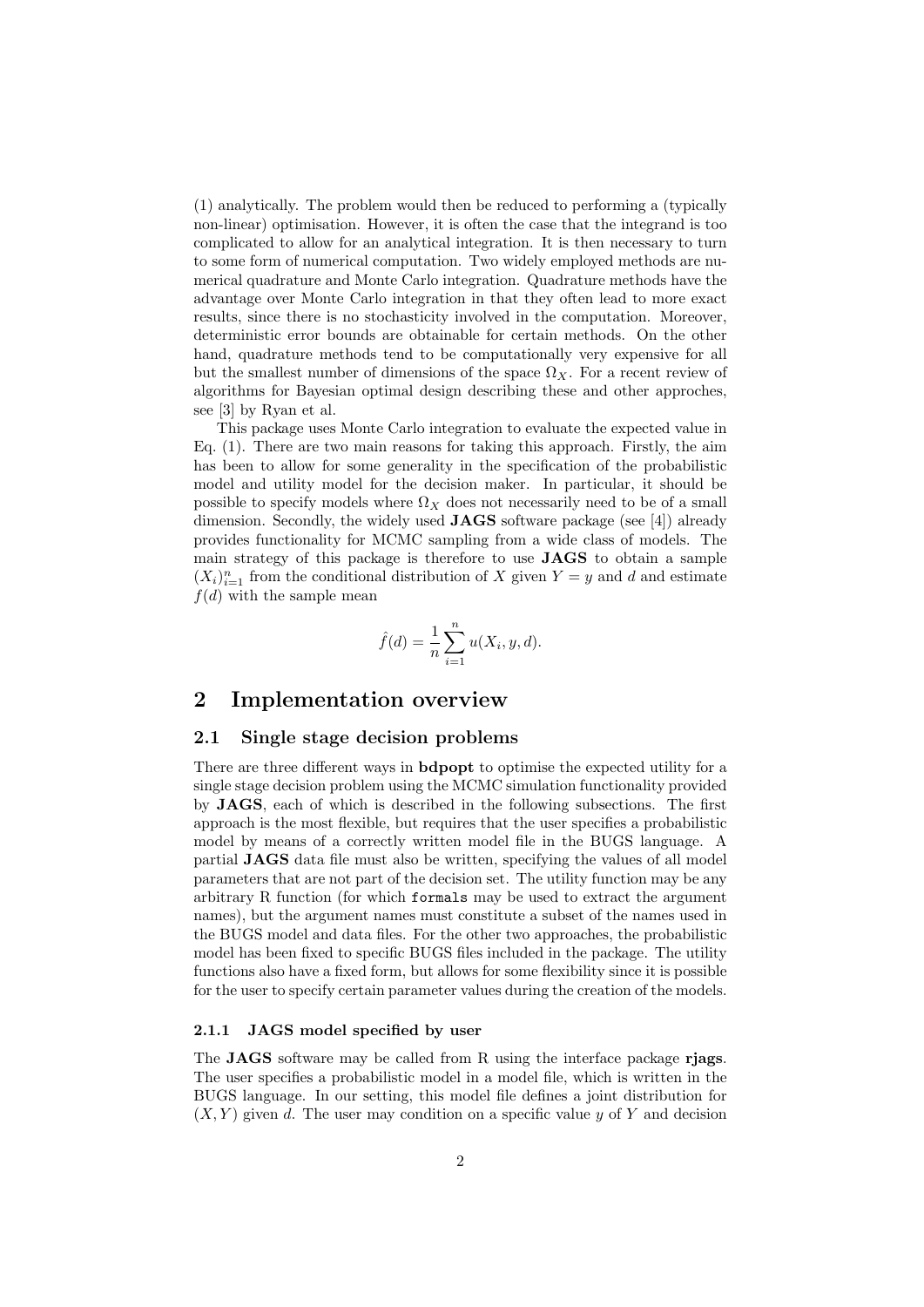(1) analytically. The problem would then be reduced to performing a (typically non-linear) optimisation. However, it is often the case that the integrand is too complicated to allow for an analytical integration. It is then necessary to turn to some form of numerical computation. Two widely employed methods are numerical quadrature and Monte Carlo integration. Quadrature methods have the advantage over Monte Carlo integration in that they often lead to more exact results, since there is no stochasticity involved in the computation. Moreover, deterministic error bounds are obtainable for certain methods. On the other hand, quadrature methods tend to be computationally very expensive for all but the smallest number of dimensions of the space $\Omega_X$. For a recent review of algorithms for Bayesian optimal design describing these and other approches, see [3] by Ryan et al.

This package uses Monte Carlo integration to evaluate the expected value in Eq. (1). There are two main reasons for taking this approach. Firstly, the aim has been to allow for some generality in the specification of the probabilistic model and utility model for the decision maker. In particular, it should be possible to specify models where $\Omega_X$ does not necessarily need to be of a small dimension. Secondly, the widely used **JAGS** software package (see [4]) already provides functionality for MCMC sampling from a wide class of models. The main strategy of this package is therefore to use **JAGS** to obtain a sample $(X_i)_{i=1}^n$ from the conditional distribution of $X$ given $Y = y$ and $d$ and estimate $f(d)$ with the sample mean

$$\hat{f}(d) = \frac{1}{n} \sum_{i=1}^{n} u(X_i, y, d).$$

## 2 Implementation overview

### 2.1 Single stage decision problems

There are three different ways in **bdpopt** to optimise the expected utility for a single stage decision problem using the MCMC simulation functionality provided by **JAGS**, each of which is described in the following subsections. The first approach is the most flexible, but requires that the user specifies a probabilistic model by means of a correctly written model file in the BUGS language. A partial **JAGS** data file must also be written, specifying the values of all model parameters that are not part of the decision set. The utility function may be any arbitrary R function (for which `formals` may be used to extract the argument names), but the argument names must constitute a subset of the names used in the BUGS model and data files. For the other two approaches, the probabilistic model has been fixed to specific BUGS files included in the package. The utility functions also have a fixed form, but allows for some flexibility since it is possible for the user to specify certain parameter values during the creation of the models.

#### 2.1.1 JAGS model specified by user

The **JAGS** software may be called from R using the interface package **rjags**. The user specifies a probabilistic model in a model file, which is written in the BUGS language. In our setting, this model file defines a joint distribution for $(X, Y)$ given $d$. The user may condition on a specific value $y$ of $Y$ and decision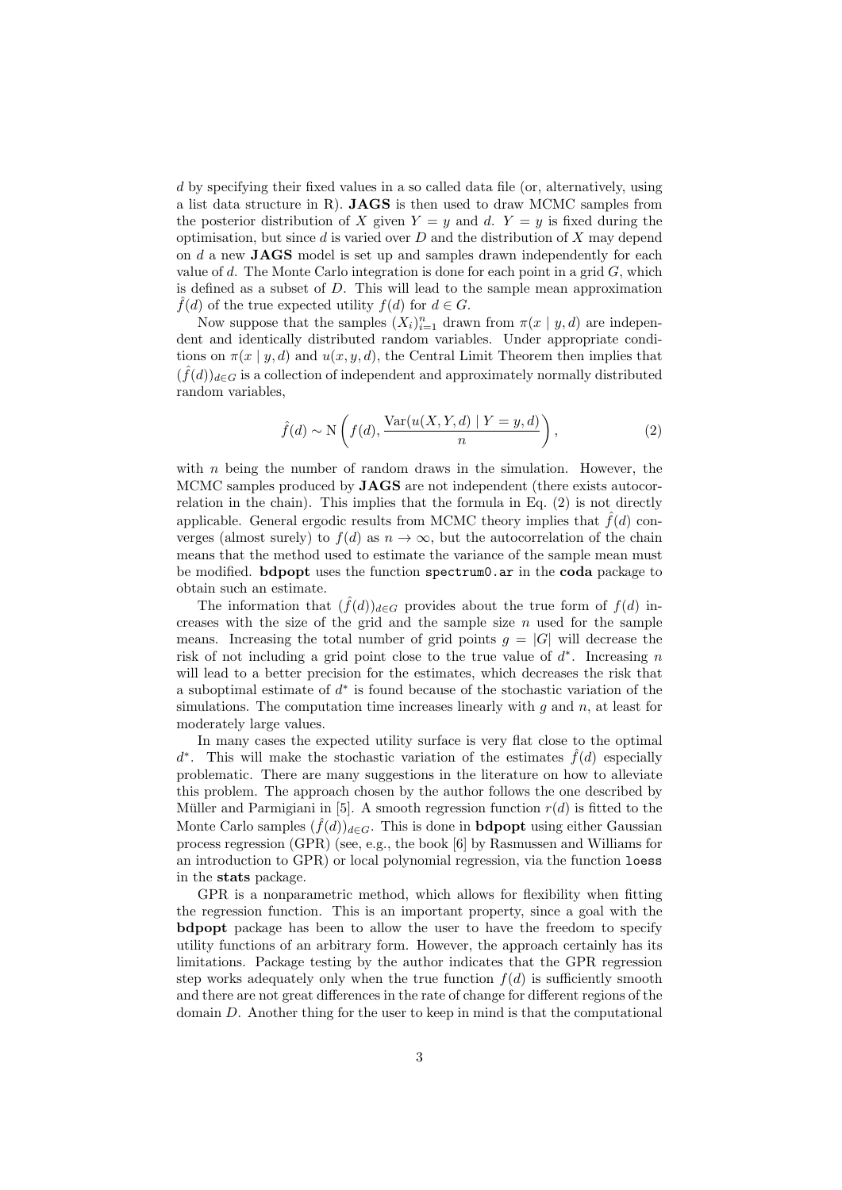$d$ by specifying their fixed values in a so called data file (or, alternatively, using a list data structure in R). **JAGS** is then used to draw MCMC samples from the posterior distribution of $X$ given $Y = y$ and $d$. $Y = y$ is fixed during the optimisation, but since $d$ is varied over $D$ and the distribution of $X$ may depend on $d$ a new **JAGS** model is set up and samples drawn independently for each value of $d$. The Monte Carlo integration is done for each point in a grid $G$, which is defined as a subset of $D$. This will lead to the sample mean approximation $\hat{f}(d)$ of the true expected utility $f(d)$ for $d \in G$.

Now suppose that the samples $(X_i)_{i=1}^n$ drawn from $\pi(x \mid y, d)$ are independent and identically distributed random variables. Under appropriate conditions on $\pi(x \mid y, d)$ and $u(x, y, d)$, the Central Limit Theorem then implies that $(\hat{f}(d))_{d \in G}$ is a collection of independent and approximately normally distributed random variables,

$$\hat{f}(d) \sim \mathrm{N}\left(f(d), \frac{\mathrm{Var}(u(X, Y, d) \mid Y = y, d)}{n}\right), \tag{2}$$

with $n$ being the number of random draws in the simulation. However, the MCMC samples produced by **JAGS** are not independent (there exists autocorrelation in the chain). This implies that the formula in Eq. (2) is not directly applicable. General ergodic results from MCMC theory implies that $\hat{f}(d)$ converges (almost surely) to $f(d)$ as $n \to \infty$, but the autocorrelation of the chain means that the method used to estimate the variance of the sample mean must be modified. **bdpopt** uses the function `spectrum0.ar` in the **coda** package to obtain such an estimate.

The information that $(\hat{f}(d))_{d \in G}$ provides about the true form of $f(d)$ increases with the size of the grid and the sample size $n$ used for the sample means. Increasing the total number of grid points $g = |G|$ will decrease the risk of not including a grid point close to the true value of $d^*$. Increasing $n$ will lead to a better precision for the estimates, which decreases the risk that a suboptimal estimate of $d^*$ is found because of the stochastic variation of the simulations. The computation time increases linearly with $g$ and $n$, at least for moderately large values.

In many cases the expected utility surface is very flat close to the optimal $d^*$. This will make the stochastic variation of the estimates $\hat{f}(d)$ especially problematic. There are many suggestions in the literature on how to alleviate this problem. The approach chosen by the author follows the one described by Müller and Parmigiani in [5]. A smooth regression function $r(d)$ is fitted to the Monte Carlo samples $(\hat{f}(d))_{d \in G}$. This is done in **bdpopt** using either Gaussian process regression (GPR) (see, e.g., the book [6] by Rasmussen and Williams for an introduction to GPR) or local polynomial regression, via the function `loess` in the **stats** package.

GPR is a nonparametric method, which allows for flexibility when fitting the regression function. This is an important property, since a goal with the **bdpopt** package has been to allow the user to have the freedom to specify utility functions of an arbitrary form. However, the approach certainly has its limitations. Package testing by the author indicates that the GPR regression step works adequately only when the true function $f(d)$ is sufficiently smooth and there are not great differences in the rate of change for different regions of the domain $D$. Another thing for the user to keep in mind is that the computational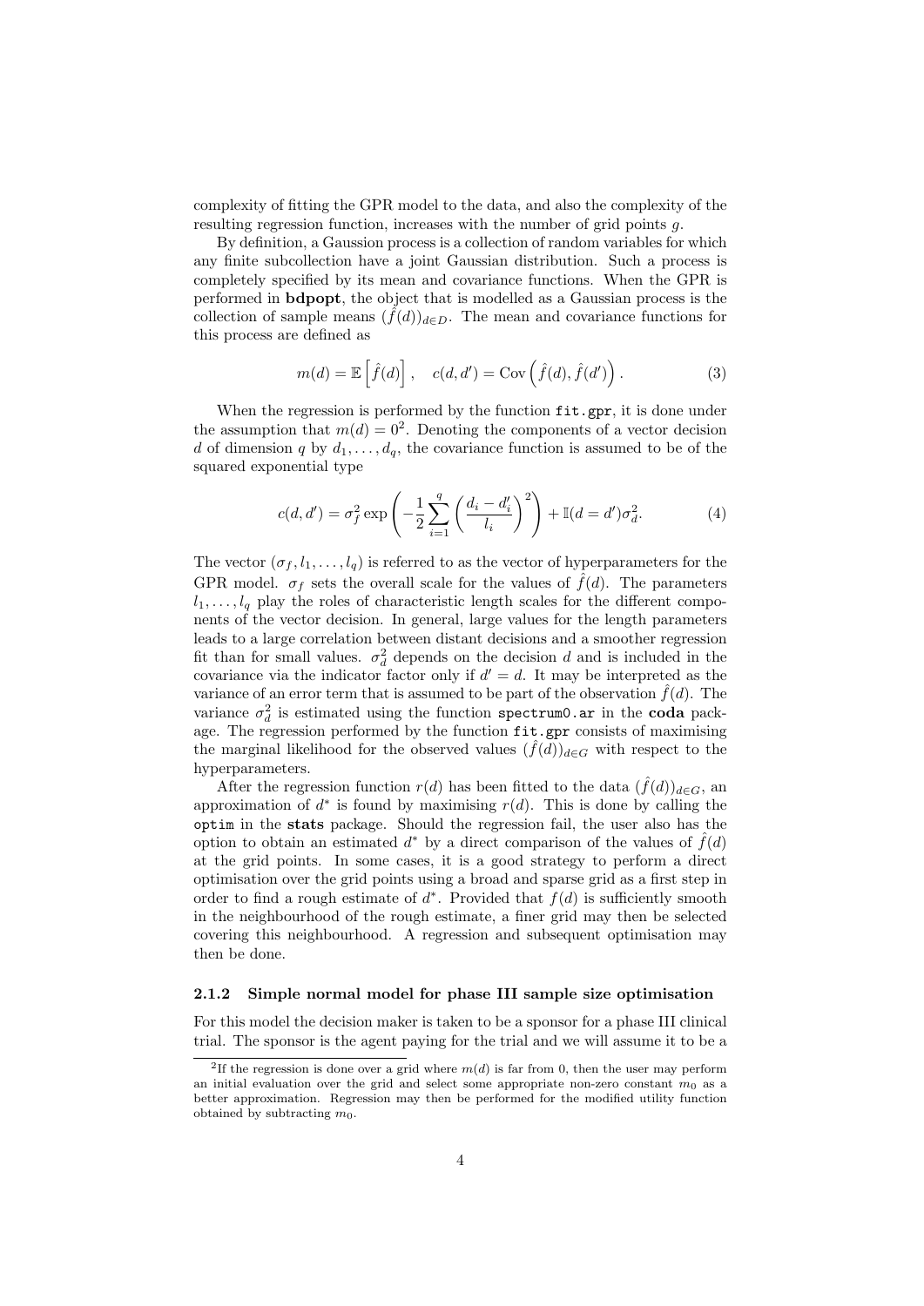complexity of fitting the GPR model to the data, and also the complexity of the resulting regression function, increases with the number of grid points $g$.

By definition, a Gaussion process is a collection of random variables for which any finite subcollection have a joint Gaussian distribution. Such a process is completely specified by its mean and covariance functions. When the GPR is performed in **bdpopt**, the object that is modelled as a Gaussian process is the collection of sample means $(\hat{f}(d))_{d \in D}$. The mean and covariance functions for this process are defined as

$$m(d) = \mathbb{E}\left[\hat{f}(d)\right], \quad c(d, d') = \mathrm{Cov}\left(\hat{f}(d), \hat{f}(d')\right). \tag{3}$$

When the regression is performed by the function `fit.gpr`, it is done under the assumption that $m(d) = 0$[2]. Denoting the components of a vector decision $d$ of dimension $q$ by $d_1, \ldots, d_q$, the covariance function is assumed to be of the squared exponential type

$$c(d, d') = \sigma_f^2 \exp\left(-\frac{1}{2}\sum_{i=1}^{q}\left(\frac{d_i - d_i'}{l_i}\right)^2\right) + \mathbb{I}(d = d')\sigma_d^2. \tag{4}$$

The vector $(\sigma_f, l_1, \ldots, l_q)$ is referred to as the vector of hyperparameters for the GPR model. $\sigma_f$ sets the overall scale for the values of $\hat{f}(d)$. The parameters $l_1, \ldots, l_q$ play the roles of characteristic length scales for the different components of the vector decision. In general, large values for the length parameters leads to a large correlation between distant decisions and a smoother regression fit than for small values. $\sigma_d^2$ depends on the decision $d$ and is included in the covariance via the indicator factor only if $d' = d$. It may be interpreted as the variance of an error term that is assumed to be part of the observation $\hat{f}(d)$. The variance $\sigma_d^2$ is estimated using the function `spectrum0.ar` in the **coda** package. The regression performed by the function `fit.gpr` consists of maximising the marginal likelihood for the observed values $(\hat{f}(d))_{d \in G}$ with respect to the hyperparameters.

After the regression function $r(d)$ has been fitted to the data $(\hat{f}(d))_{d \in G}$, an approximation of $d^*$ is found by maximising $r(d)$. This is done by calling the `optim` in the **stats** package. Should the regression fail, the user also has the option to obtain an estimated $d^*$ by a direct comparison of the values of $\hat{f}(d)$ at the grid points. In some cases, it is a good strategy to perform a direct optimisation over the grid points using a broad and sparse grid as a first step in order to find a rough estimate of $d^*$. Provided that $f(d)$ is sufficiently smooth in the neighbourhood of the rough estimate, a finer grid may then be selected covering this neighbourhood. A regression and subsequent optimisation may then be done.

#### 2.1.2 Simple normal model for phase III sample size optimisation

For this model the decision maker is taken to be a sponsor for a phase III clinical trial. The sponsor is the agent paying for the trial and we will assume it to be a

[2] If the regression is done over a grid where $m(d)$ is far from 0, then the user may perform an initial evaluation over the grid and select some appropriate non-zero constant $m_0$ as a better approximation. Regression may then be performed for the modified utility function obtained by subtracting $m_0$.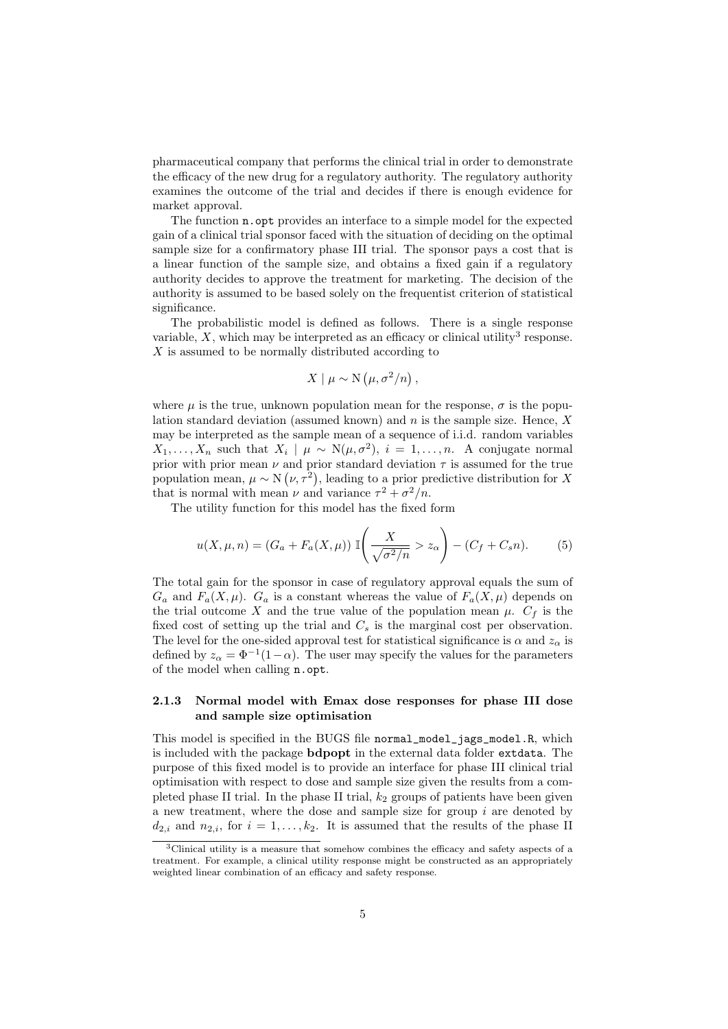pharmaceutical company that performs the clinical trial in order to demonstrate the efficacy of the new drug for a regulatory authority. The regulatory authority examines the outcome of the trial and decides if there is enough evidence for market approval.

The function `n.opt` provides an interface to a simple model for the expected gain of a clinical trial sponsor faced with the situation of deciding on the optimal sample size for a confirmatory phase III trial. The sponsor pays a cost that is a linear function of the sample size, and obtains a fixed gain if a regulatory authority decides to approve the treatment for marketing. The decision of the authority is assumed to be based solely on the frequentist criterion of statistical significance.

The probabilistic model is defined as follows. There is a single response variable, $X$, which may be interpreted as an efficacy or clinical utility[3] response. $X$ is assumed to be normally distributed according to

$$X \mid \mu \sim \mathrm{N}\left(\mu, \sigma^2/n\right),$$

where $\mu$ is the true, unknown population mean for the response, $\sigma$ is the population standard deviation (assumed known) and $n$ is the sample size. Hence, $X$ may be interpreted as the sample mean of a sequence of i.i.d. random variables $X_1, \ldots, X_n$ such that $X_i \mid \mu \sim \mathrm{N}(\mu, \sigma^2)$, $i = 1, \ldots, n$. A conjugate normal prior with prior mean $\nu$ and prior standard deviation $\tau$ is assumed for the true population mean, $\mu \sim \mathrm{N}\left(\nu, \tau^2\right)$, leading to a prior predictive distribution for $X$ that is normal with mean $\nu$ and variance $\tau^2 + \sigma^2/n$.

The utility function for this model has the fixed form

$$u(X, \mu, n) = (G_a + F_a(X, \mu))\, \mathbb{I}\!\left(\frac{X}{\sqrt{\sigma^2/n}} > z_\alpha\right) - (C_f + C_s n). \tag{5}$$

The total gain for the sponsor in case of regulatory approval equals the sum of $G_a$ and $F_a(X, \mu)$. $G_a$ is a constant whereas the value of $F_a(X, \mu)$ depends on the trial outcome $X$ and the true value of the population mean $\mu$. $C_f$ is the fixed cost of setting up the trial and $C_s$ is the marginal cost per observation. The level for the one-sided approval test for statistical significance is $\alpha$ and $z_\alpha$ is defined by $z_\alpha = \Phi^{-1}(1 - \alpha)$. The user may specify the values for the parameters of the model when calling `n.opt`.

### 2.1.3 Normal model with Emax dose responses for phase III dose and sample size optimisation

This model is specified in the BUGS file `normal_model_jags_model.R`, which is included with the package **bdpopt** in the external data folder `extdata`. The purpose of this fixed model is to provide an interface for phase III clinical trial optimisation with respect to dose and sample size given the results from a completed phase II trial. In the phase II trial, $k_2$ groups of patients have been given a new treatment, where the dose and sample size for group $i$ are denoted by $d_{2,i}$ and $n_{2,i}$, for $i = 1, \ldots, k_2$. It is assumed that the results of the phase II

[3] Clinical utility is a measure that somehow combines the efficacy and safety aspects of a treatment. For example, a clinical utility response might be constructed as an appropriately weighted linear combination of an efficacy and safety response.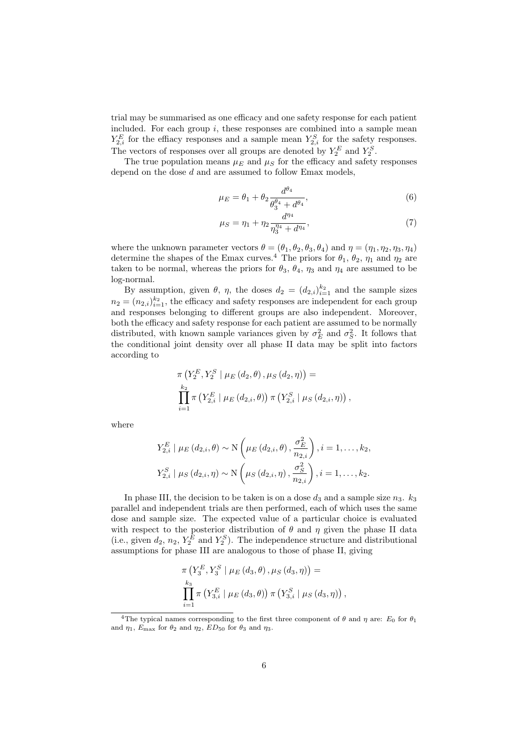trial may be summarised as one efficacy and one safety response for each patient included. For each group $i$, these responses are combined into a sample mean $Y_{2,i}^E$ for the effiacy responses and a sample mean $Y_{2,i}^S$ for the safety responses. The vectors of responses over all groups are denoted by $Y_2^E$ and $Y_2^S$.

The true population means $\mu_E$ and $\mu_S$ for the efficacy and safety responses depend on the dose $d$ and are assumed to follow Emax models,

$$\mu_E = \theta_1 + \theta_2 \frac{d^{\theta_4}}{\theta_3^{\theta_4} + d^{\theta_4}}, \tag{6}$$

$$\mu_S = \eta_1 + \eta_2 \frac{d^{\eta_4}}{\eta_3^{\eta_4} + d^{\eta_4}}, \tag{7}$$

where the unknown parameter vectors $\theta = (\theta_1, \theta_2, \theta_3, \theta_4)$ and $\eta = (\eta_1, \eta_2, \eta_3, \eta_4)$ determine the shapes of the Emax curves.[4] The priors for $\theta_1$, $\theta_2$, $\eta_1$ and $\eta_2$ are taken to be normal, whereas the priors for $\theta_3$, $\theta_4$, $\eta_3$ and $\eta_4$ are assumed to be log-normal.

By assumption, given $\theta$, $\eta$, the doses $d_2 = (d_{2,i})_{i=1}^{k_2}$ and the sample sizes $n_2 = (n_{2,i})_{i=1}^{k_2}$, the efficacy and safety responses are independent for each group and responses belonging to different groups are also independent. Moreover, both the efficacy and safety response for each patient are assumed to be normally distributed, with known sample variances given by $\sigma_E^2$ and $\sigma_S^2$. It follows that the conditional joint density over all phase II data may be split into factors according to

$$\pi\left(Y_2^E, Y_2^S \mid \mu_E\left(d_2, \theta\right), \mu_S\left(d_2, \eta\right)\right) = \prod_{i=1}^{k_2} \pi\left(Y_{2,i}^E \mid \mu_E\left(d_{2,i}, \theta\right)\right) \pi\left(Y_{2,i}^S \mid \mu_S\left(d_{2,i}, \eta\right)\right),$$

where

$$Y_{2,i}^E \mid \mu_E\left(d_{2,i}, \theta\right) \sim \mathrm{N}\left(\mu_E\left(d_{2,i}, \theta\right), \frac{\sigma_E^2}{n_{2,i}}\right), i = 1, \ldots, k_2,$$

$$Y_{2,i}^S \mid \mu_S\left(d_{2,i}, \eta\right) \sim \mathrm{N}\left(\mu_S\left(d_{2,i}, \eta\right), \frac{\sigma_S^2}{n_{2,i}}\right), i = 1, \ldots, k_2.$$

In phase III, the decision to be taken is on a dose $d_3$ and a sample size $n_3$. $k_3$ parallel and independent trials are then performed, each of which uses the same dose and sample size. The expected value of a particular choice is evaluated with respect to the posterior distribution of $\theta$ and $\eta$ given the phase II data (i.e., given $d_2$, $n_2$, $Y_2^E$ and $Y_2^S$). The independence structure and distributional assumptions for phase III are analogous to those of phase II, giving

$$\pi\left(Y_3^E, Y_3^S \mid \mu_E\left(d_3, \theta\right), \mu_S\left(d_3, \eta\right)\right) = \prod_{i=1}^{k_3} \pi\left(Y_{3,i}^E \mid \mu_E\left(d_3, \theta\right)\right) \pi\left(Y_{3,i}^S \mid \mu_S\left(d_3, \eta\right)\right),$$

[4] The typical names corresponding to the first three component of $\theta$ and $\eta$ are: $E_0$ for $\theta_1$ and $\eta_1$, $E_{\max}$ for $\theta_2$ and $\eta_2$, $ED_{50}$ for $\theta_3$ and $\eta_3$.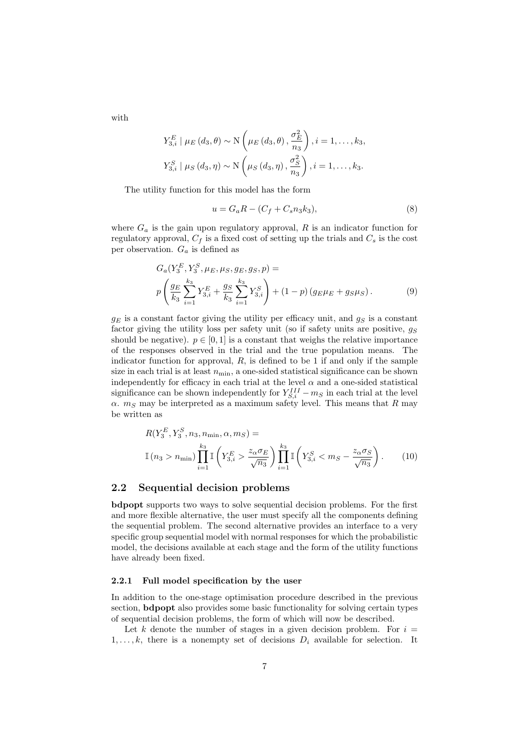with

$$Y_{3,i}^{E} \mid \mu_E(d_3, \theta) \sim \mathrm{N}\left(\mu_E(d_3, \theta), \frac{\sigma_E^2}{n_3}\right), i = 1, \ldots, k_3,$$

$$Y_{3,i}^{S} \mid \mu_S(d_3, \eta) \sim \mathrm{N}\left(\mu_S(d_3, \eta), \frac{\sigma_S^2}{n_3}\right), i = 1, \ldots, k_3.$$

The utility function for this model has the form

$$u = G_a R - (C_f + C_s n_3 k_3), \tag{8}$$

where $G_a$ is the gain upon regulatory approval, $R$ is an indicator function for regulatory approval, $C_f$ is a fixed cost of setting up the trials and $C_s$ is the cost per observation. $G_a$ is defined as

$$G_a(Y_3^E, Y_3^S, \mu_E, \mu_S, g_E, g_S, p) = \\ p\left(\frac{g_E}{k_3}\sum_{i=1}^{k_3} Y_{3,i}^E + \frac{g_S}{k_3}\sum_{i=1}^{k_3} Y_{3,i}^S\right) + (1-p)\left(g_E \mu_E + g_S \mu_S\right). \tag{9}$$

$g_E$ is a constant factor giving the utility per efficacy unit, and $g_S$ is a constant factor giving the utility loss per safety unit (so if safety units are positive, $g_S$ should be negative). $p \in [0, 1]$ is a constant that weighs the relative importance of the responses observed in the trial and the true population means. The indicator function for approval, $R$, is defined to be 1 if and only if the sample size in each trial is at least $n_{\min}$, a one-sided statistical significance can be shown independently for efficacy in each trial at the level $\alpha$ and a one-sided statistical significance can be shown independently for $Y_{S,i}^{III} - m_S$ in each trial at the level $\alpha$. $m_S$ may be interpreted as a maximum safety level. This means that $R$ may be written as

$$R(Y_3^E, Y_3^S, n_3, n_{\min}, \alpha, m_S) = \\ \mathbb{I}(n_3 > n_{\min}) \prod_{i=1}^{k_3} \mathbb{I}\left(Y_{3,i}^E > \frac{z_\alpha \sigma_E}{\sqrt{n_3}}\right) \prod_{i=1}^{k_3} \mathbb{I}\left(Y_{3,i}^S < m_S - \frac{z_\alpha \sigma_S}{\sqrt{n_3}}\right). \tag{10}$$

## 2.2 Sequential decision problems

**bdpopt** supports two ways to solve sequential decision problems. For the first and more flexible alternative, the user must specify all the components defining the sequential problem. The second alternative provides an interface to a very specific group sequential model with normal responses for which the probabilistic model, the decisions available at each stage and the form of the utility functions have already been fixed.

### 2.2.1 Full model specification by the user

In addition to the one-stage optimisation procedure described in the previous section, **bdpopt** also provides some basic functionality for solving certain types of sequential decision problems, the form of which will now be described.

Let $k$ denote the number of stages in a given decision problem. For $i = 1, \ldots, k$, there is a nonempty set of decisions $D_i$ available for selection. It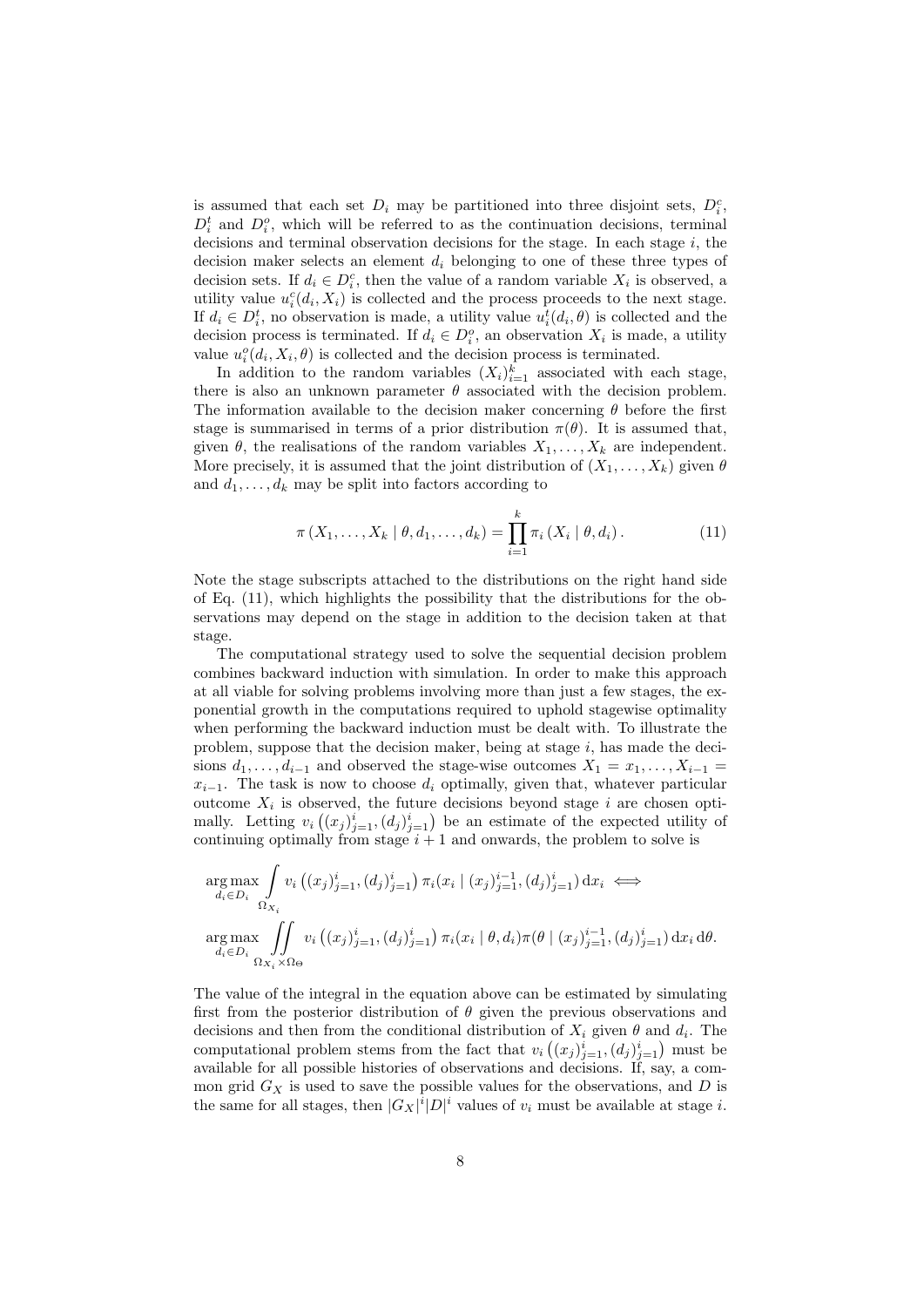is assumed that each set $D_i$ may be partitioned into three disjoint sets, $D_i^c$, $D_i^t$ and $D_i^o$, which will be referred to as the continuation decisions, terminal decisions and terminal observation decisions for the stage. In each stage $i$, the decision maker selects an element $d_i$ belonging to one of these three types of decision sets. If $d_i \in D_i^c$, then the value of a random variable $X_i$ is observed, a utility value $u_i^c(d_i, X_i)$ is collected and the process proceeds to the next stage. If $d_i \in D_i^t$, no observation is made, a utility value $u_i^t(d_i, \theta)$ is collected and the decision process is terminated. If $d_i \in D_i^o$, an observation $X_i$ is made, a utility value $u_i^o(d_i, X_i, \theta)$ is collected and the decision process is terminated.

In addition to the random variables $(X_i)_{i=1}^k$ associated with each stage, there is also an unknown parameter $\theta$ associated with the decision problem. The information available to the decision maker concerning $\theta$ before the first stage is summarised in terms of a prior distribution $\pi(\theta)$. It is assumed that, given $\theta$, the realisations of the random variables $X_1, \ldots, X_k$ are independent. More precisely, it is assumed that the joint distribution of $(X_1, \ldots, X_k)$ given $\theta$ and $d_1, \ldots, d_k$ may be split into factors according to

$$\pi\left(X_1, \ldots, X_k \mid \theta, d_1, \ldots, d_k\right) = \prod_{i=1}^{k} \pi_i\left(X_i \mid \theta, d_i\right). \tag{11}$$

Note the stage subscripts attached to the distributions on the right hand side of Eq. (11), which highlights the possibility that the distributions for the observations may depend on the stage in addition to the decision taken at that stage.

The computational strategy used to solve the sequential decision problem combines backward induction with simulation. In order to make this approach at all viable for solving problems involving more than just a few stages, the exponential growth in the computations required to uphold stagewise optimality when performing the backward induction must be dealt with. To illustrate the problem, suppose that the decision maker, being at stage $i$, has made the decisions $d_1, \ldots, d_{i-1}$ and observed the stage-wise outcomes $X_1 = x_1, \ldots, X_{i-1} = x_{i-1}$. The task is now to choose $d_i$ optimally, given that, whatever particular outcome $X_i$ is observed, the future decisions beyond stage $i$ are chosen optimally. Letting $v_i\left((x_j)_{j=1}^i, (d_j)_{j=1}^i\right)$ be an estimate of the expected utility of continuing optimally from stage $i+1$ and onwards, the problem to solve is

$$\begin{aligned}
&\operatorname*{arg\,max}_{d_i \in D_i} \int\limits_{\Omega_{X_i}} v_i\left((x_j)_{j=1}^i, (d_j)_{j=1}^i\right) \pi_i(x_i \mid (x_j)_{j=1}^{i-1}, (d_j)_{j=1}^i)\, \mathrm{d}x_i \iff \\
&\operatorname*{arg\,max}_{d_i \in D_i} \iint\limits_{\Omega_{X_i} \times \Omega_\Theta} v_i\left((x_j)_{j=1}^i, (d_j)_{j=1}^i\right) \pi_i(x_i \mid \theta, d_i) \pi(\theta \mid (x_j)_{j=1}^{i-1}, (d_j)_{j=1}^i)\, \mathrm{d}x_i\, \mathrm{d}\theta.
\end{aligned}$$

The value of the integral in the equation above can be estimated by simulating first from the posterior distribution of $\theta$ given the previous observations and decisions and then from the conditional distribution of $X_i$ given $\theta$ and $d_i$. The computational problem stems from the fact that $v_i\left((x_j)_{j=1}^i, (d_j)_{j=1}^i\right)$ must be available for all possible histories of observations and decisions. If, say, a common grid $G_X$ is used to save the possible values for the observations, and $D$ is the same for all stages, then $|G_X|^i |D|^i$ values of $v_i$ must be available at stage $i$.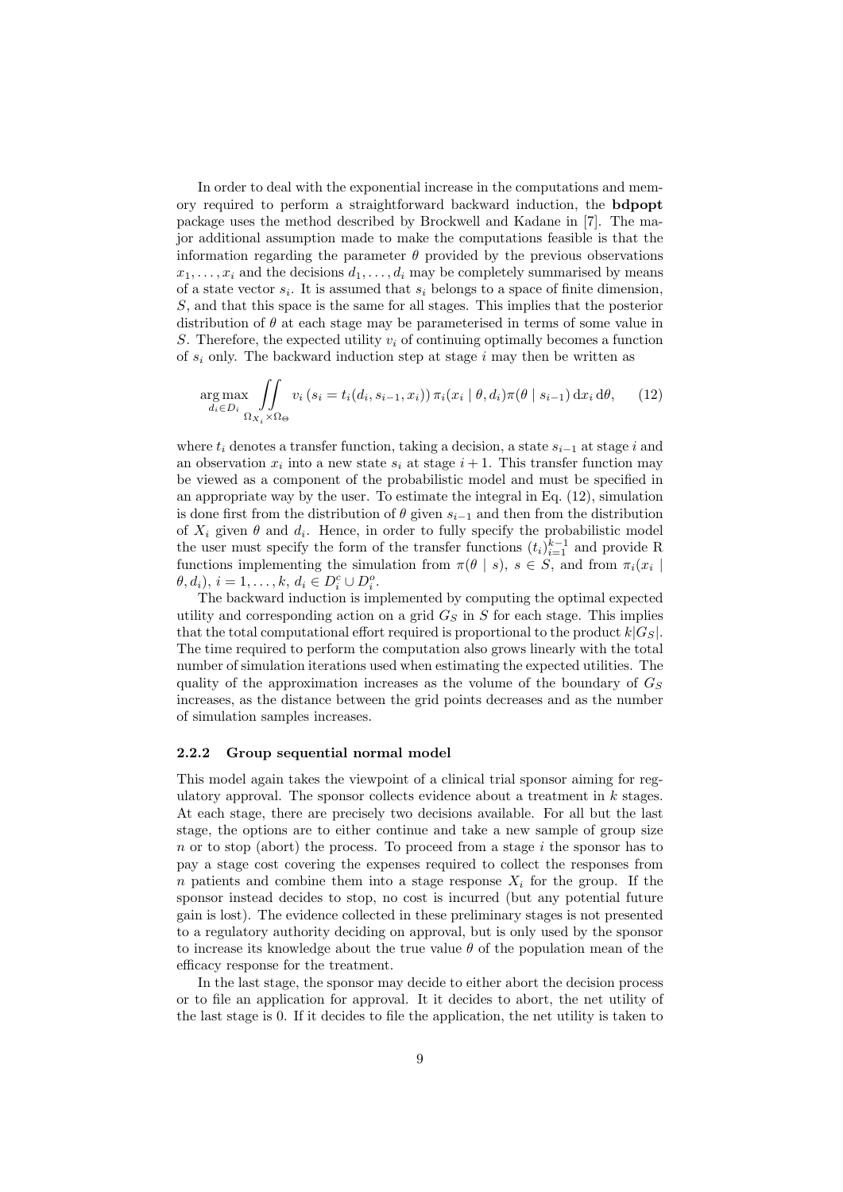In order to deal with the exponential increase in the computations and memory required to perform a straightforward backward induction, the **bdpopt** package uses the method described by Brockwell and Kadane in [7]. The major additional assumption made to make the computations feasible is that the information regarding the parameter $\theta$ provided by the previous observations $x_1, \ldots, x_i$ and the decisions $d_1, \ldots, d_i$ may be completely summarised by means of a state vector $s_i$. It is assumed that $s_i$ belongs to a space of finite dimension, $S$, and that this space is the same for all stages. This implies that the posterior distribution of $\theta$ at each stage may be parameterised in terms of some value in $S$. Therefore, the expected utility $v_i$ of continuing optimally becomes a function of $s_i$ only. The backward induction step at stage $i$ may then be written as

$$\underset{d_i \in D_i}{\arg\max} \iint\limits_{\Omega_{X_i} \times \Omega_\Theta} v_i \left( s_i = t_i(d_i, s_{i-1}, x_i) \right) \pi_i(x_i \mid \theta, d_i) \pi(\theta \mid s_{i-1}) \, \mathrm{d}x_i \, \mathrm{d}\theta, \tag{12}$$

where $t_i$ denotes a transfer function, taking a decision, a state $s_{i-1}$ at stage $i$ and an observation $x_i$ into a new state $s_i$ at stage $i+1$. This transfer function may be viewed as a component of the probabilistic model and must be specified in an appropriate way by the user. To estimate the integral in Eq. (12), simulation is done first from the distribution of $\theta$ given $s_{i-1}$ and then from the distribution of $X_i$ given $\theta$ and $d_i$. Hence, in order to fully specify the probabilistic model the user must specify the form of the transfer functions $(t_i)_{i=1}^{k-1}$ and provide R functions implementing the simulation from $\pi(\theta \mid s)$, $s \in S$, and from $\pi_i(x_i \mid \theta, d_i)$, $i = 1, \ldots, k$, $d_i \in D_i^c \cup D_i^o$.

The backward induction is implemented by computing the optimal expected utility and corresponding action on a grid $G_S$ in $S$ for each stage. This implies that the total computational effort required is proportional to the product $k|G_S|$. The time required to perform the computation also grows linearly with the total number of simulation iterations used when estimating the expected utilities. The quality of the approximation increases as the volume of the boundary of $G_S$ increases, as the distance between the grid points decreases and as the number of simulation samples increases.

### 2.2.2 Group sequential normal model

This model again takes the viewpoint of a clinical trial sponsor aiming for regulatory approval. The sponsor collects evidence about a treatment in $k$ stages. At each stage, there are precisely two decisions available. For all but the last stage, the options are to either continue and take a new sample of group size $n$ or to stop (abort) the process. To proceed from a stage $i$ the sponsor has to pay a stage cost covering the expenses required to collect the responses from $n$ patients and combine them into a stage response $X_i$ for the group. If the sponsor instead decides to stop, no cost is incurred (but any potential future gain is lost). The evidence collected in these preliminary stages is not presented to a regulatory authority deciding on approval, but is only used by the sponsor to increase its knowledge about the true value $\theta$ of the population mean of the efficacy response for the treatment.

In the last stage, the sponsor may decide to either abort the decision process or to file an application for approval. It it decides to abort, the net utility of the last stage is 0. If it decides to file the application, the net utility is taken to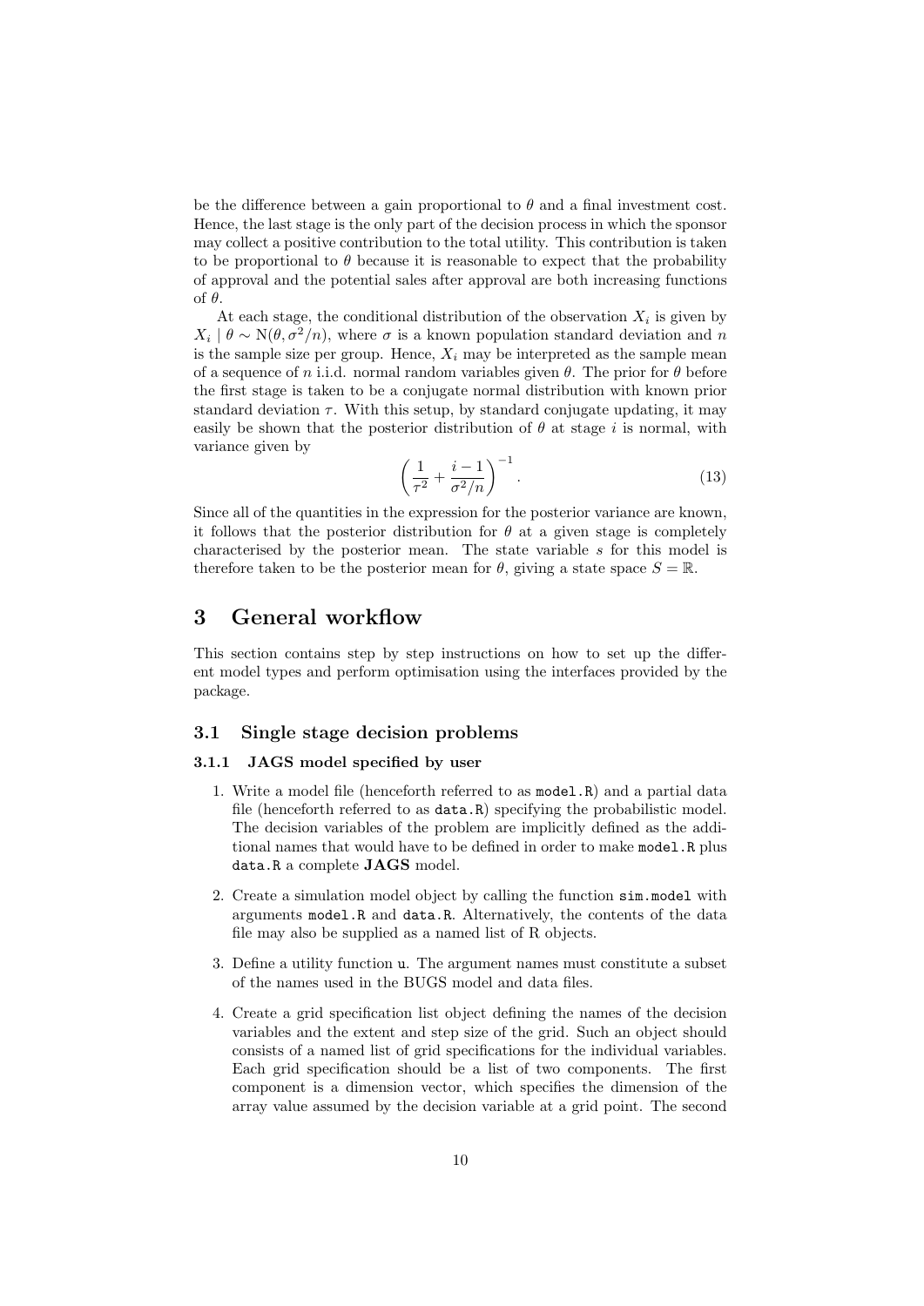be the difference between a gain proportional to $\theta$ and a final investment cost. Hence, the last stage is the only part of the decision process in which the sponsor may collect a positive contribution to the total utility. This contribution is taken to be proportional to $\theta$ because it is reasonable to expect that the probability of approval and the potential sales after approval are both increasing functions of $\theta$.

At each stage, the conditional distribution of the observation $X_i$ is given by $X_i \mid \theta \sim \mathrm{N}(\theta, \sigma^2/n)$, where $\sigma$ is a known population standard deviation and $n$ is the sample size per group. Hence, $X_i$ may be interpreted as the sample mean of a sequence of $n$ i.i.d. normal random variables given $\theta$. The prior for $\theta$ before the first stage is taken to be a conjugate normal distribution with known prior standard deviation $\tau$. With this setup, by standard conjugate updating, it may easily be shown that the posterior distribution of $\theta$ at stage $i$ is normal, with variance given by

$$\left(\frac{1}{\tau^2} + \frac{i-1}{\sigma^2/n}\right)^{-1}. \tag{13}$$

Since all of the quantities in the expression for the posterior variance are known, it follows that the posterior distribution for $\theta$ at a given stage is completely characterised by the posterior mean. The state variable $s$ for this model is therefore taken to be the posterior mean for $\theta$, giving a state space $S = \mathbb{R}$.

# 3 General workflow

This section contains step by step instructions on how to set up the different model types and perform optimisation using the interfaces provided by the package.

## 3.1 Single stage decision problems

### 3.1.1 JAGS model specified by user

1. Write a model file (henceforth referred to as `model.R`) and a partial data file (henceforth referred to as `data.R`) specifying the probabilistic model. The decision variables of the problem are implicitly defined as the additional names that would have to be defined in order to make `model.R` plus `data.R` a complete **JAGS** model.
2. Create a simulation model object by calling the function `sim.model` with arguments `model.R` and `data.R`. Alternatively, the contents of the data file may also be supplied as a named list of R objects.
3. Define a utility function `u`. The argument names must constitute a subset of the names used in the BUGS model and data files.
4. Create a grid specification list object defining the names of the decision variables and the extent and step size of the grid. Such an object should consists of a named list of grid specifications for the individual variables. Each grid specification should be a list of two components. The first component is a dimension vector, which specifies the dimension of the array value assumed by the decision variable at a grid point. The second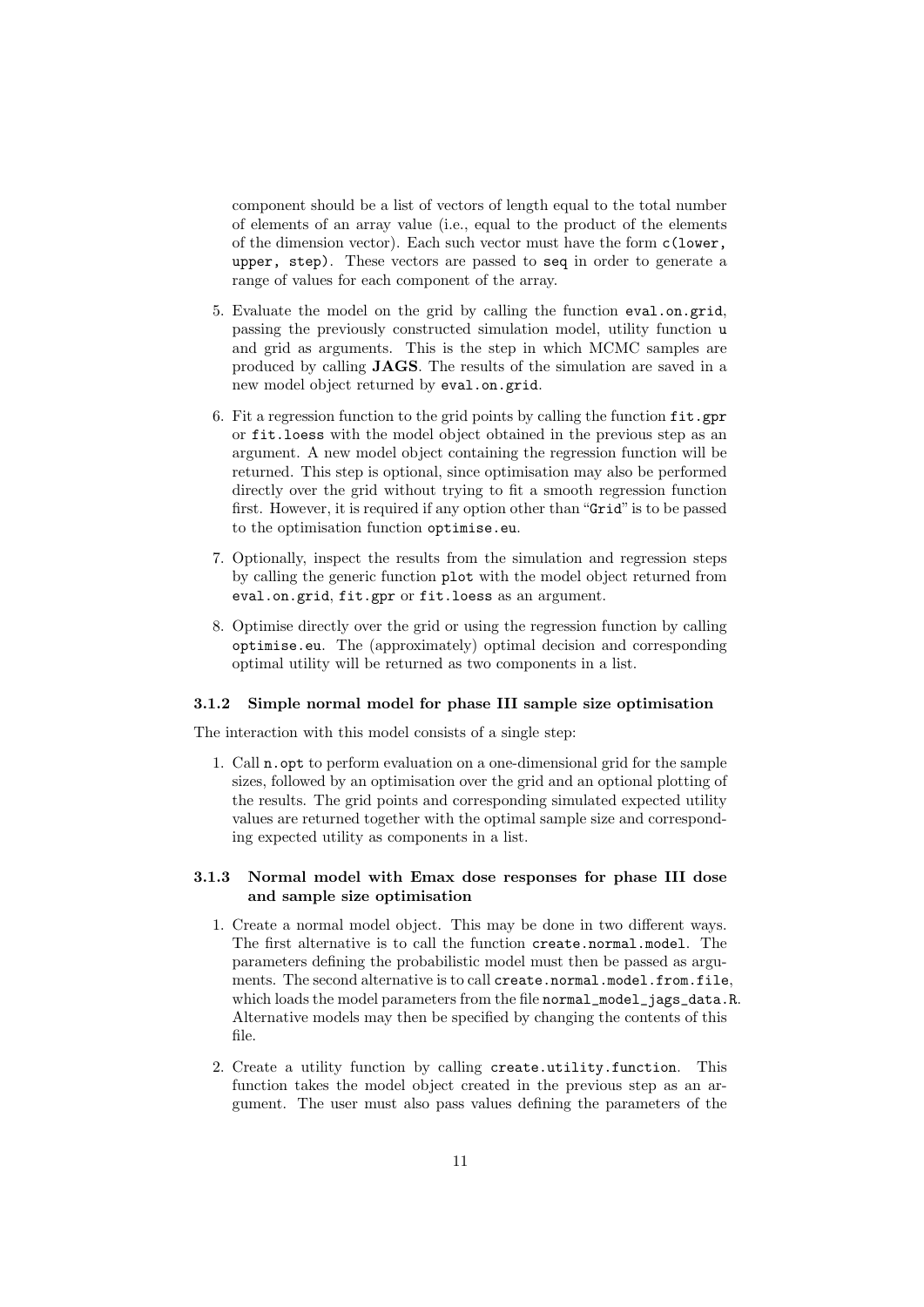component should be a list of vectors of length equal to the total number of elements of an array value (i.e., equal to the product of the elements of the dimension vector). Each such vector must have the form `c(lower, upper, step)`. These vectors are passed to `seq` in order to generate a range of values for each component of the array.

5. Evaluate the model on the grid by calling the function `eval.on.grid`, passing the previously constructed simulation model, utility function `u` and grid as arguments. This is the step in which MCMC samples are produced by calling **JAGS**. The results of the simulation are saved in a new model object returned by `eval.on.grid`.

6. Fit a regression function to the grid points by calling the function `fit.gpr` or `fit.loess` with the model object obtained in the previous step as an argument. A new model object containing the regression function will be returned. This step is optional, since optimisation may also be performed directly over the grid without trying to fit a smooth regression function first. However, it is required if any option other than "`Grid`" is to be passed to the optimisation function `optimise.eu`.

7. Optionally, inspect the results from the simulation and regression steps by calling the generic function `plot` with the model object returned from `eval.on.grid`, `fit.gpr` or `fit.loess` as an argument.

8. Optimise directly over the grid or using the regression function by calling `optimise.eu`. The (approximately) optimal decision and corresponding optimal utility will be returned as two components in a list.

### 3.1.2 Simple normal model for phase III sample size optimisation

The interaction with this model consists of a single step:

1. Call `n.opt` to perform evaluation on a one-dimensional grid for the sample sizes, followed by an optimisation over the grid and an optional plotting of the results. The grid points and corresponding simulated expected utility values are returned together with the optimal sample size and corresponding expected utility as components in a list.

### 3.1.3 Normal model with Emax dose responses for phase III dose and sample size optimisation

1. Create a normal model object. This may be done in two different ways. The first alternative is to call the function `create.normal.model`. The parameters defining the probabilistic model must then be passed as arguments. The second alternative is to call `create.normal.model.from.file`, which loads the model parameters from the file `normal_model_jags_data.R`. Alternative models may then be specified by changing the contents of this file.

2. Create a utility function by calling `create.utility.function`. This function takes the model object created in the previous step as an argument. The user must also pass values defining the parameters of the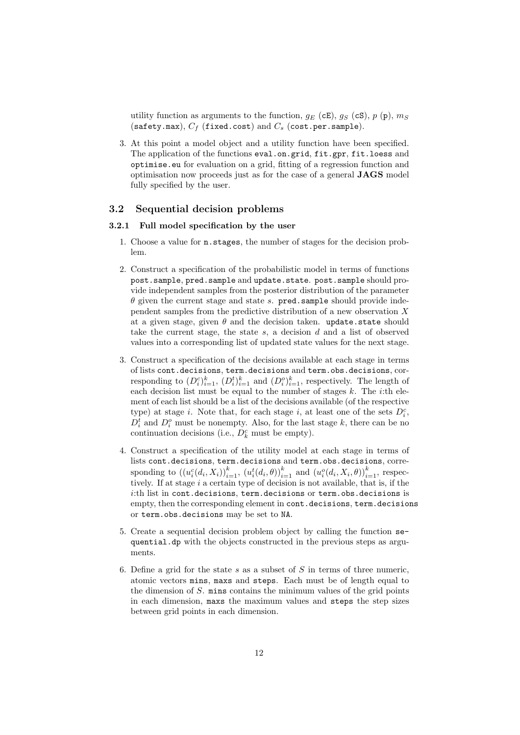utility function as arguments to the function, $g_E$ (`cE`), $g_S$ (`cS`), $p$ (`p`), $m_S$ (`safety.max`), $C_f$ (`fixed.cost`) and $C_s$ (`cost.per.sample`).

3. At this point a model object and a utility function have been specified. The application of the functions `eval.on.grid`, `fit.gpr`, `fit.loess` and `optimise.eu` for evaluation on a grid, fitting of a regression function and optimisation now proceeds just as for the case of a general **JAGS** model fully specified by the user.

## 3.2 Sequential decision problems

### 3.2.1 Full model specification by the user

1. Choose a value for `n.stages`, the number of stages for the decision problem.

2. Construct a specification of the probabilistic model in terms of functions `post.sample`, `pred.sample` and `update.state`. `post.sample` should provide independent samples from the posterior distribution of the parameter $\theta$ given the current stage and state $s$. `pred.sample` should provide independent samples from the predictive distribution of a new observation $X$ at a given stage, given $\theta$ and the decision taken. `update.state` should take the current stage, the state $s$, a decision $d$ and a list of observed values into a corresponding list of updated state values for the next stage.

3. Construct a specification of the decisions available at each stage in terms of lists `cont.decisions`, `term.decisions` and `term.obs.decisions`, corresponding to $(D_i^c)_{i=1}^k$, $(D_i^t)_{i=1}^k$ and $(D_i^o)_{i=1}^k$, respectively. The length of each decision list must be equal to the number of stages $k$. The $i$:th element of each list should be a list of the decisions available (of the respective type) at stage $i$. Note that, for each stage $i$, at least one of the sets $D_i^c$, $D_i^t$ and $D_i^o$ must be nonempty. Also, for the last stage $k$, there can be no continuation decisions (i.e., $D_k^c$ must be empty).

4. Construct a specification of the utility model at each stage in terms of lists `cont.decisions`, `term.decisions` and `term.obs.decisions`, corresponding to $((u_i^c(d_i, X_i))_{i=1}^k$, $(u_i^t(d_i, \theta))_{i=1}^k$ and $(u_i^o(d_i, X_i, \theta))_{i=1}^k$, respectively. If at stage $i$ a certain type of decision is not available, that is, if the $i$:th list in `cont.decisions`, `term.decisions` or `term.obs.decisions` is empty, then the corresponding element in `cont.decisions`, `term.decisions` or `term.obs.decisions` may be set to `NA`.

5. Create a sequential decision problem object by calling the function `sequential.dp` with the objects constructed in the previous steps as arguments.

6. Define a grid for the state $s$ as a subset of $S$ in terms of three numeric, atomic vectors `mins`, `maxs` and `steps`. Each must be of length equal to the dimension of $S$. `mins` contains the minimum values of the grid points in each dimension, `maxs` the maximum values and `steps` the step sizes between grid points in each dimension.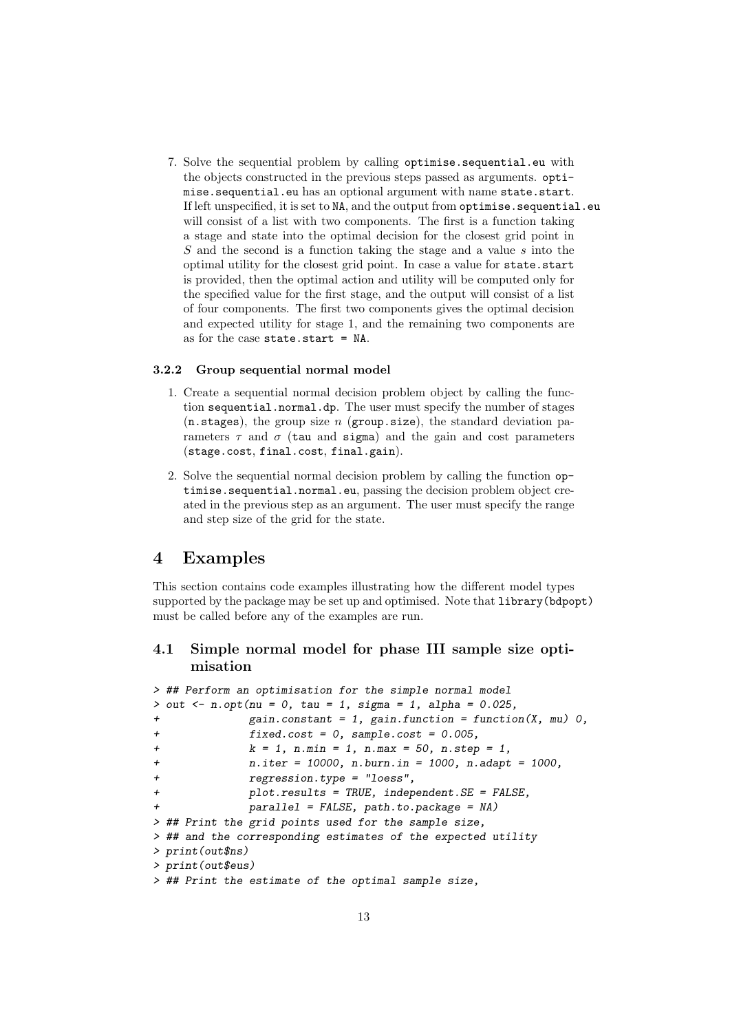7. Solve the sequential problem by calling `optimise.sequential.eu` with the objects constructed in the previous steps passed as arguments. `optimise.sequential.eu` has an optional argument with name `state.start`. If left unspecified, it is set to `NA`, and the output from `optimise.sequential.eu` will consist of a list with two components. The first is a function taking a stage and state into the optimal decision for the closest grid point in $S$ and the second is a function taking the stage and a value $s$ into the optimal utility for the closest grid point. In case a value for `state.start` is provided, then the optimal action and utility will be computed only for the specified value for the first stage, and the output will consist of a list of four components. The first two components gives the optimal decision and expected utility for stage 1, and the remaining two components are as for the case `state.start = NA`.

### 3.2.2 Group sequential normal model

1. Create a sequential normal decision problem object by calling the function `sequential.normal.dp`. The user must specify the number of stages (`n.stages`), the group size $n$ (`group.size`), the standard deviation parameters $\tau$ and $\sigma$ (`tau` and `sigma`) and the gain and cost parameters (`stage.cost`, `final.cost`, `final.gain`).
2. Solve the sequential normal decision problem by calling the function `optimise.sequential.normal.eu`, passing the decision problem object created in the previous step as an argument. The user must specify the range and step size of the grid for the state.

# 4 Examples

This section contains code examples illustrating how the different model types supported by the package may be set up and optimised. Note that `library(bdpopt)` must be called before any of the examples are run.

## 4.1 Simple normal model for phase III sample size optimisation

```
> ## Perform an optimisation for the simple normal model
> out <- n.opt(nu = 0, tau = 1, sigma = 1, alpha = 0.025,
+              gain.constant = 1, gain.function = function(X, mu) 0,
+              fixed.cost = 0, sample.cost = 0.005,
+              k = 1, n.min = 1, n.max = 50, n.step = 1,
+              n.iter = 10000, n.burn.in = 1000, n.adapt = 1000,
+              regression.type = "loess",
+              plot.results = TRUE, independent.SE = FALSE,
+              parallel = FALSE, path.to.package = NA)
> ## Print the grid points used for the sample size,
> ## and the corresponding estimates of the expected utility
> print(out$ns)
> print(out$eus)
> ## Print the estimate of the optimal sample size,
```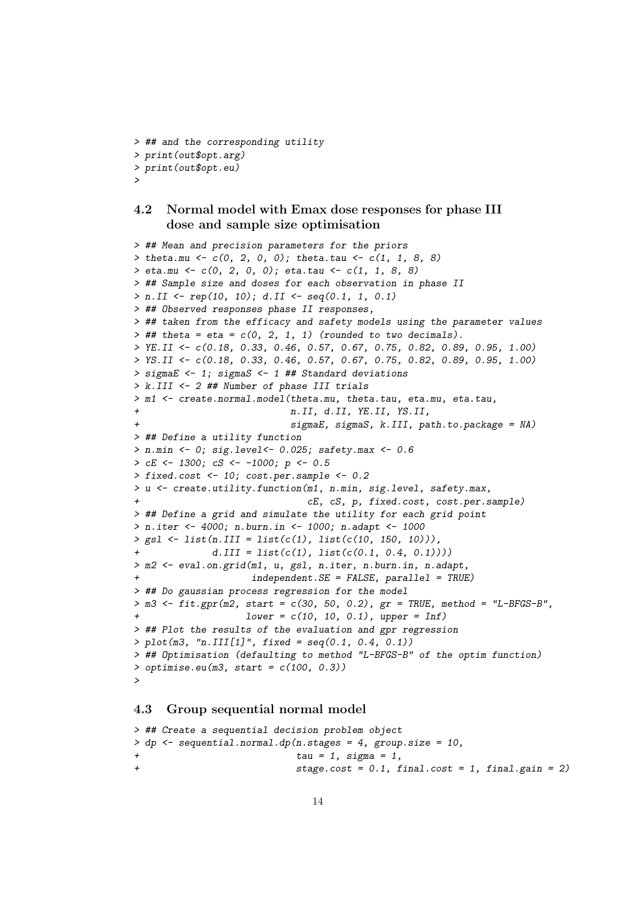```
> ## and the corresponding utility
> print(out$opt.arg)
> print(out$opt.eu)
>
```

### 4.2 Normal model with Emax dose responses for phase III dose and sample size optimisation

```
> ## Mean and precision parameters for the priors
> theta.mu <- c(0, 2, 0, 0); theta.tau <- c(1, 1, 8, 8)
> eta.mu <- c(0, 2, 0, 0); eta.tau <- c(1, 1, 8, 8)
> ## Sample size and doses for each observation in phase II
> n.II <- rep(10, 10); d.II <- seq(0.1, 1, 0.1)
> ## Observed responses phase II responses,
> ## taken from the efficacy and safety models using the parameter values
> ## theta = eta = c(0, 2, 1, 1) (rounded to two decimals).
> YE.II <- c(0.18, 0.33, 0.46, 0.57, 0.67, 0.75, 0.82, 0.89, 0.95, 1.00)
> YS.II <- c(0.18, 0.33, 0.46, 0.57, 0.67, 0.75, 0.82, 0.89, 0.95, 1.00)
> sigmaE <- 1; sigmaS <- 1 ## Standard deviations
> k.III <- 2 ## Number of phase III trials
> m1 <- create.normal.model(theta.mu, theta.tau, eta.mu, eta.tau,
+                           n.II, d.II, YE.II, YS.II,
+                           sigmaE, sigmaS, k.III, path.to.package = NA)
> ## Define a utility function
> n.min <- 0; sig.level<- 0.025; safety.max <- 0.6
> cE <- 1300; cS <- -1000; p <- 0.5
> fixed.cost <- 10; cost.per.sample <- 0.2
> u <- create.utility.function(m1, n.min, sig.level, safety.max,
+                              cE, cS, p, fixed.cost, cost.per.sample)
> ## Define a grid and simulate the utility for each grid point
> n.iter <- 4000; n.burn.in <- 1000; n.adapt <- 1000
> gsl <- list(n.III = list(c(1), list(c(10, 150, 10))),
+             d.III = list(c(1), list(c(0.1, 0.4, 0.1))))
> m2 <- eval.on.grid(m1, u, gsl, n.iter, n.burn.in, n.adapt,
+                   independent.SE = FALSE, parallel = TRUE)
> ## Do gaussian process regression for the model
> m3 <- fit.gpr(m2, start = c(30, 50, 0.2), gr = TRUE, method = "L-BFGS-B",
+                lower = c(10, 10, 0.1), upper = Inf)
> ## Plot the results of the evaluation and gpr regression
> plot(m3, "n.III[1]", fixed = seq(0.1, 0.4, 0.1))
> ## Optimisation (defaulting to method "L-BFGS-B" of the optim function)
> optimise.eu(m3, start = c(100, 0.3))
>
```

### 4.3 Group sequential normal model

```
> ## Create a sequential decision problem object
> dp <- sequential.normal.dp(n.stages = 4, group.size = 10,
+                            tau = 1, sigma = 1,
+                            stage.cost = 0.1, final.cost = 1, final.gain = 2)
```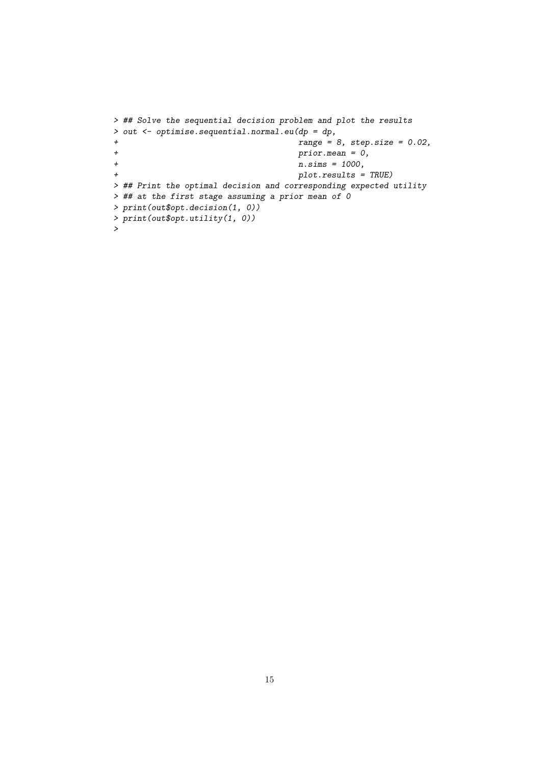```
> ## Solve the sequential decision problem and plot the results
> out <- optimise.sequential.normal.eu(dp = dp,
+                                      range = 8, step.size = 0.02,
+                                      prior.mean = 0,
+                                      n.sims = 1000,
+                                      plot.results = TRUE)
> ## Print the optimal decision and corresponding expected utility
> ## at the first stage assuming a prior mean of 0
> print(out$opt.decision(1, 0))
> print(out$opt.utility(1, 0))
>
```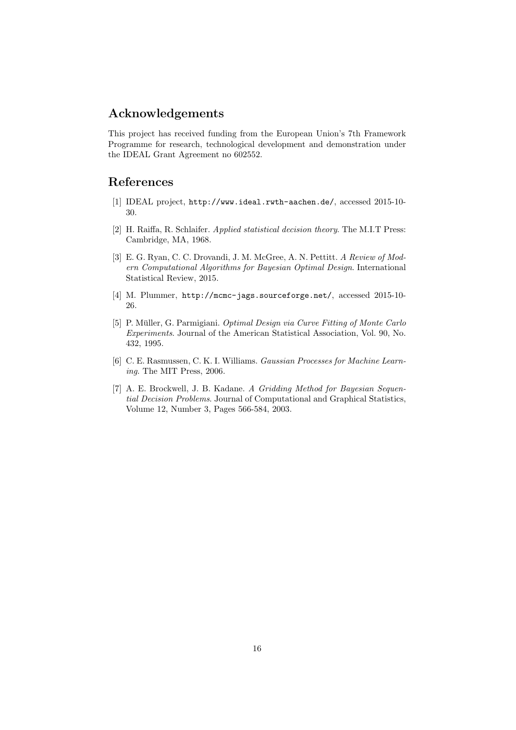## Acknowledgements

This project has received funding from the European Union's 7th Framework Programme for research, technological development and demonstration under the IDEAL Grant Agreement no 602552.

## References

[1] IDEAL project, `http://www.ideal.rwth-aachen.de/`, accessed 2015-10-30.

[2] H. Raiffa, R. Schlaifer. *Applied statistical decision theory*. The M.I.T Press: Cambridge, MA, 1968.

[3] E. G. Ryan, C. C. Drovandi, J. M. McGree, A. N. Pettitt. *A Review of Modern Computational Algorithms for Bayesian Optimal Design*. International Statistical Review, 2015.

[4] M. Plummer, `http://mcmc-jags.sourceforge.net/`, accessed 2015-10-26.

[5] P. Müller, G. Parmigiani. *Optimal Design via Curve Fitting of Monte Carlo Experiments*. Journal of the American Statistical Association, Vol. 90, No. 432, 1995.

[6] C. E. Rasmussen, C. K. I. Williams. *Gaussian Processes for Machine Learning*. The MIT Press, 2006.

[7] A. E. Brockwell, J. B. Kadane. *A Gridding Method for Bayesian Sequential Decision Problems*. Journal of Computational and Graphical Statistics, Volume 12, Number 3, Pages 566-584, 2003.